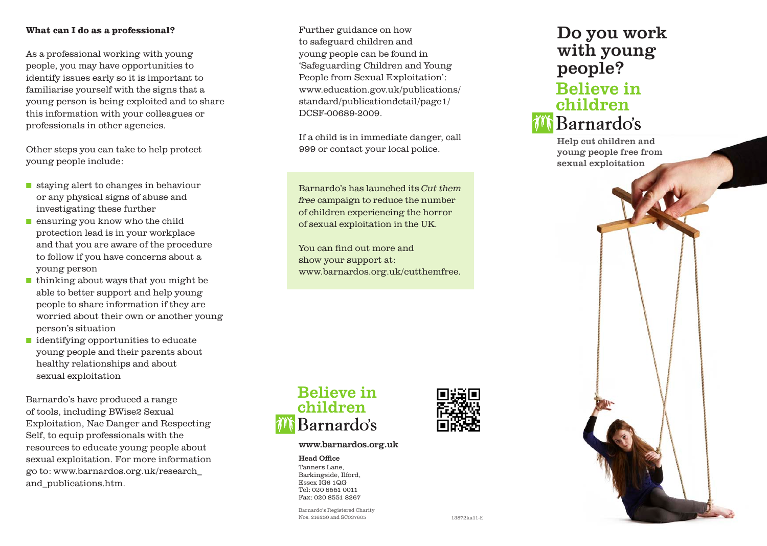**What can I do as a professional?**

As a professional working with young people, you may have opportunities to identify issues early so it is important to familiarise yourself with the signs that a young person is being exploited and to share this information with your colleagues or professionals in other agencies.

Other steps you can take to help protect young people include:

- staying alert to changes in behaviour or any physical signs of abuse and investigating these further
- ensuring you know who the child protection lead is in your workplace and that you are aware of the procedure to follow if you have concerns about a young person
- thinking about ways that you might be able to better support and help young people to share information if they are worried about their own or another young person's situation
- identifying opportunities to educate young people and their parents about healthy relationships and about sexual exploitation

Barnardo's have produced a range of tools, including BWise2 Sexual Exploitation, Nae Danger and Respecting Self, to equip professionals with the resources to educate young people about sexual exploitation. For more information go to: www.barnardos.org.uk/research_and_publications.htm.

Further guidance on how to safeguard children and young people can be found in 'Safeguarding Children and Young People from Sexual Exploitation': www.education.gov.uk/publications/standard/publicationdetail/page1/DCSF-00689-2009.

If a child is in immediate danger, call 999 or contact your local police.

Barnardo's has launched its *Cut them free* campaign to reduce the number of children experiencing the horror of sexual exploitation in the UK.

You can find out more and show your support at: www.barnardos.org.uk/cutthemfree.

Believe in children

Barnardo's

**www.barnardos.org.uk**

**Head Office**
Tanners Lane,
Barkingside, Ilford,
Essex IG6 1QG
Tel: 020 8551 0011
Fax: 020 8551 8267

Barnardo's Registered Charity Nos. 216250 and SC037605

13872ka11-E

# Do you work with young people?

## Believe in children

Barnardo's

**Help cut children and young people free from sexual exploitation**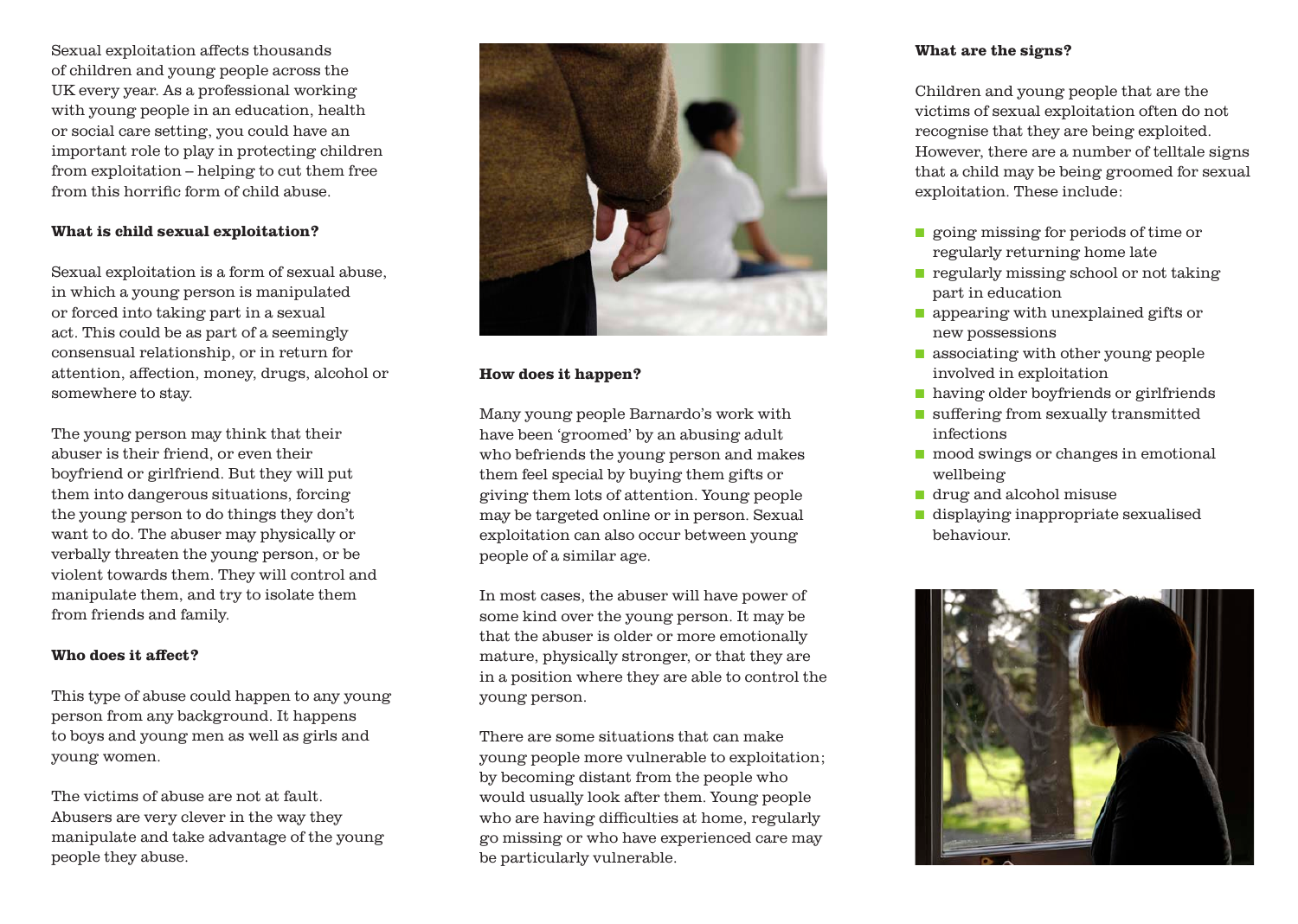Sexual exploitation affects thousands of children and young people across the UK every year. As a professional working with young people in an education, health or social care setting, you could have an important role to play in protecting children from exploitation – helping to cut them free from this horrific form of child abuse.

**What is child sexual exploitation?**

Sexual exploitation is a form of sexual abuse, in which a young person is manipulated or forced into taking part in a sexual act. This could be as part of a seemingly consensual relationship, or in return for attention, affection, money, drugs, alcohol or somewhere to stay.

The young person may think that their abuser is their friend, or even their boyfriend or girlfriend. But they will put them into dangerous situations, forcing the young person to do things they don't want to do. The abuser may physically or verbally threaten the young person, or be violent towards them. They will control and manipulate them, and try to isolate them from friends and family.

**Who does it affect?**

This type of abuse could happen to any young person from any background. It happens to boys and young men as well as girls and young women.

The victims of abuse are not at fault. Abusers are very clever in the way they manipulate and take advantage of the young people they abuse.

**How does it happen?**

Many young people Barnardo's work with have been 'groomed' by an abusing adult who befriends the young person and makes them feel special by buying them gifts or giving them lots of attention. Young people may be targeted online or in person. Sexual exploitation can also occur between young people of a similar age.

In most cases, the abuser will have power of some kind over the young person. It may be that the abuser is older or more emotionally mature, physically stronger, or that they are in a position where they are able to control the young person.

There are some situations that can make young people more vulnerable to exploitation; by becoming distant from the people who would usually look after them. Young people who are having difficulties at home, regularly go missing or who have experienced care may be particularly vulnerable.

**What are the signs?**

Children and young people that are the victims of sexual exploitation often do not recognise that they are being exploited. However, there are a number of telltale signs that a child may be being groomed for sexual exploitation. These include:

- going missing for periods of time or regularly returning home late
- regularly missing school or not taking part in education
- appearing with unexplained gifts or new possessions
- associating with other young people involved in exploitation
- having older boyfriends or girlfriends
- suffering from sexually transmitted infections
- mood swings or changes in emotional wellbeing
- drug and alcohol misuse
- displaying inappropriate sexualised behaviour.